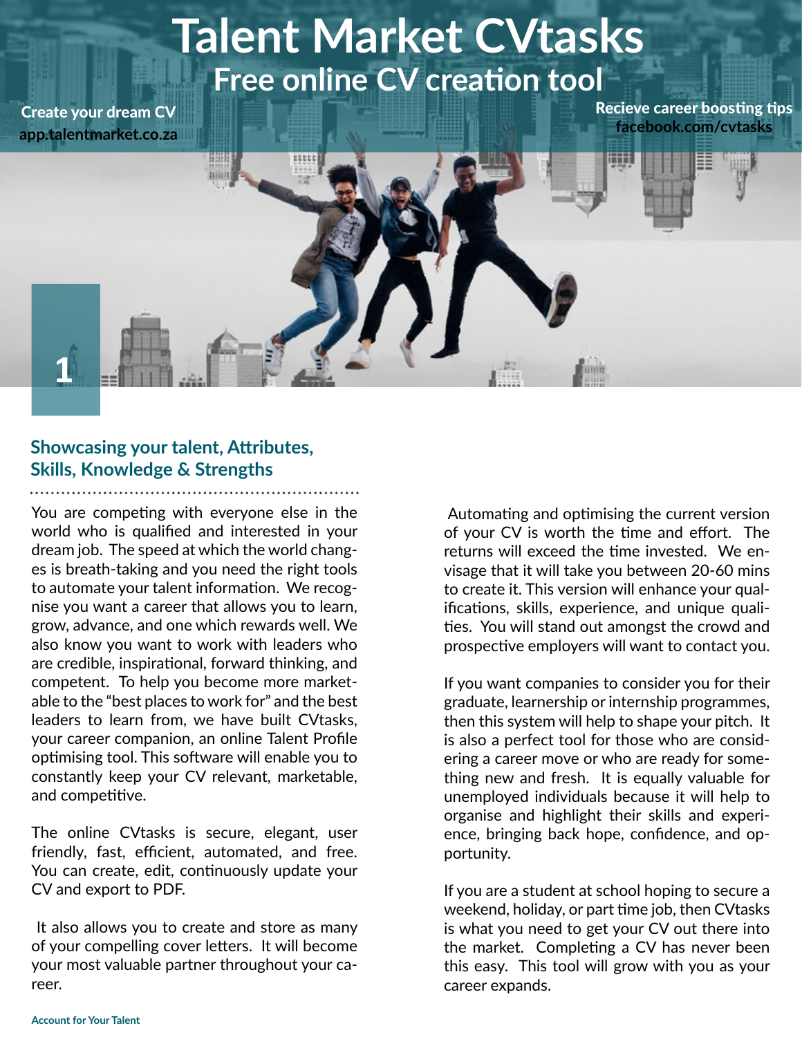# Talent Market CVtasks

## Free online CV creation tool

**Create your dream CV**
**app.talentmarket.co.za**

**Recieve career boosting tips**
**facebook.com/cvtasks**

1

### Showcasing your talent, Attributes, Skills, Knowledge & Strengths

You are competing with everyone else in the world who is qualified and interested in your dream job. The speed at which the world changes is breath-taking and you need the right tools to automate your talent information. We recognise you want a career that allows you to learn, grow, advance, and one which rewards well. We also know you want to work with leaders who are credible, inspirational, forward thinking, and competent. To help you become more marketable to the "best places to work for" and the best leaders to learn from, we have built CVtasks, your career companion, an online Talent Profile optimising tool. This software will enable you to constantly keep your CV relevant, marketable, and competitive.

The online CVtasks is secure, elegant, user friendly, fast, efficient, automated, and free. You can create, edit, continuously update your CV and export to PDF.

It also allows you to create and store as many of your compelling cover letters. It will become your most valuable partner throughout your career.

Automating and optimising the current version of your CV is worth the time and effort. The returns will exceed the time invested. We envisage that it will take you between 20-60 mins to create it. This version will enhance your qualifications, skills, experience, and unique qualities. You will stand out amongst the crowd and prospective employers will want to contact you.

If you want companies to consider you for their graduate, learnership or internship programmes, then this system will help to shape your pitch. It is also a perfect tool for those who are considering a career move or who are ready for something new and fresh. It is equally valuable for unemployed individuals because it will help to organise and highlight their skills and experience, bringing back hope, confidence, and opportunity.

If you are a student at school hoping to secure a weekend, holiday, or part time job, then CVtasks is what you need to get your CV out there into the market. Completing a CV has never been this easy. This tool will grow with you as your career expands.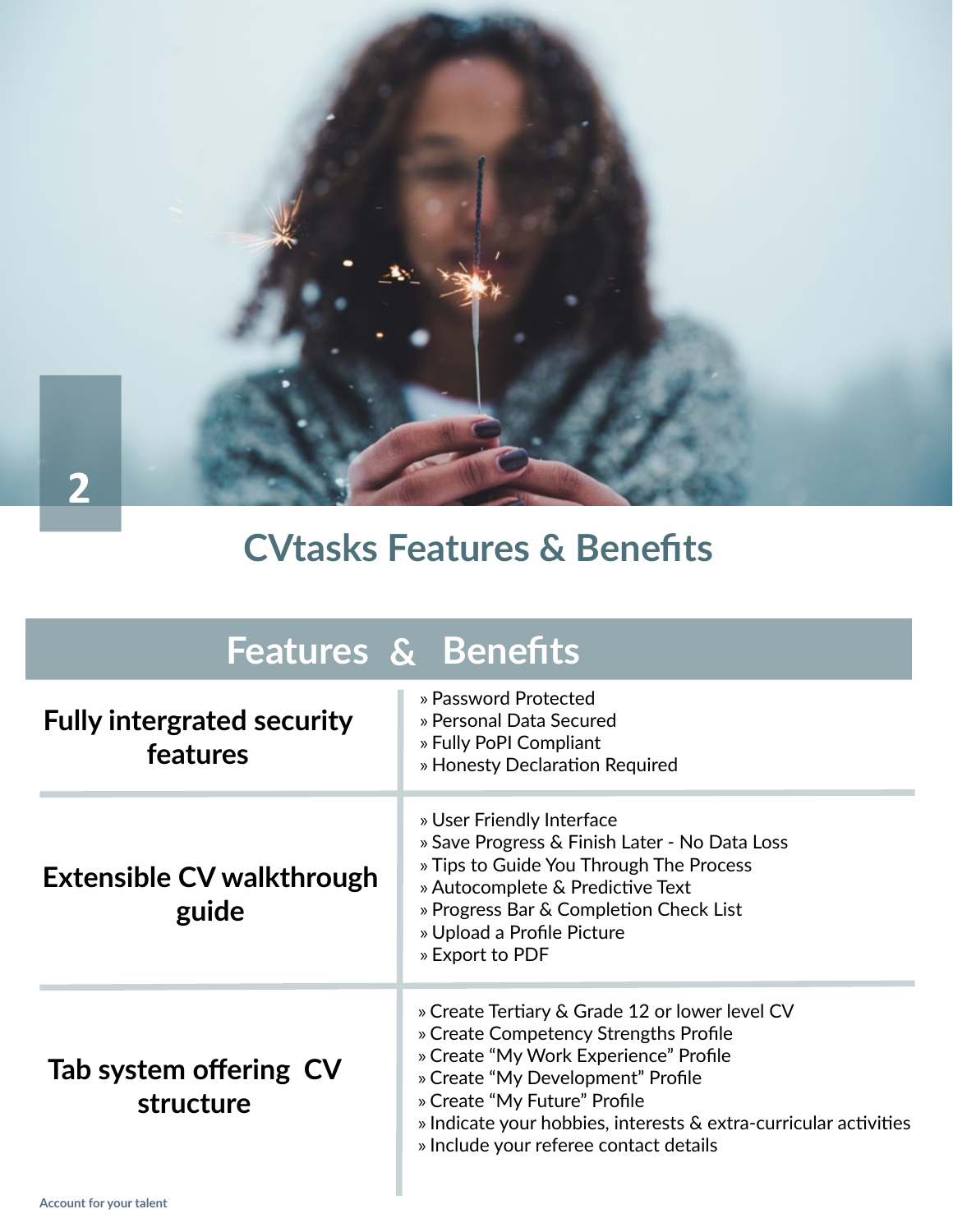## CVtasks Features & Benefits

| Features | Benefits |
| --- | --- |
| **Fully intergrated security features** | » Password Protected<br>» Personal Data Secured<br>» Fully PoPI Compliant<br>» Honesty Declaration Required |
| **Extensible CV walkthrough guide** | » User Friendly Interface<br>» Save Progress & Finish Later - No Data Loss<br>» Tips to Guide You Through The Process<br>» Autocomplete & Predictive Text<br>» Progress Bar & Completion Check List<br>» Upload a Profile Picture<br>» Export to PDF |
| **Tab system offering CV structure** | » Create Tertiary & Grade 12 or lower level CV<br>» Create Competency Strengths Profile<br>» Create "My Work Experience" Profile<br>» Create "My Development" Profile<br>» Create "My Future" Profile<br>» Indicate your hobbies, interests & extra-curricular activities<br>» Include your referee contact details |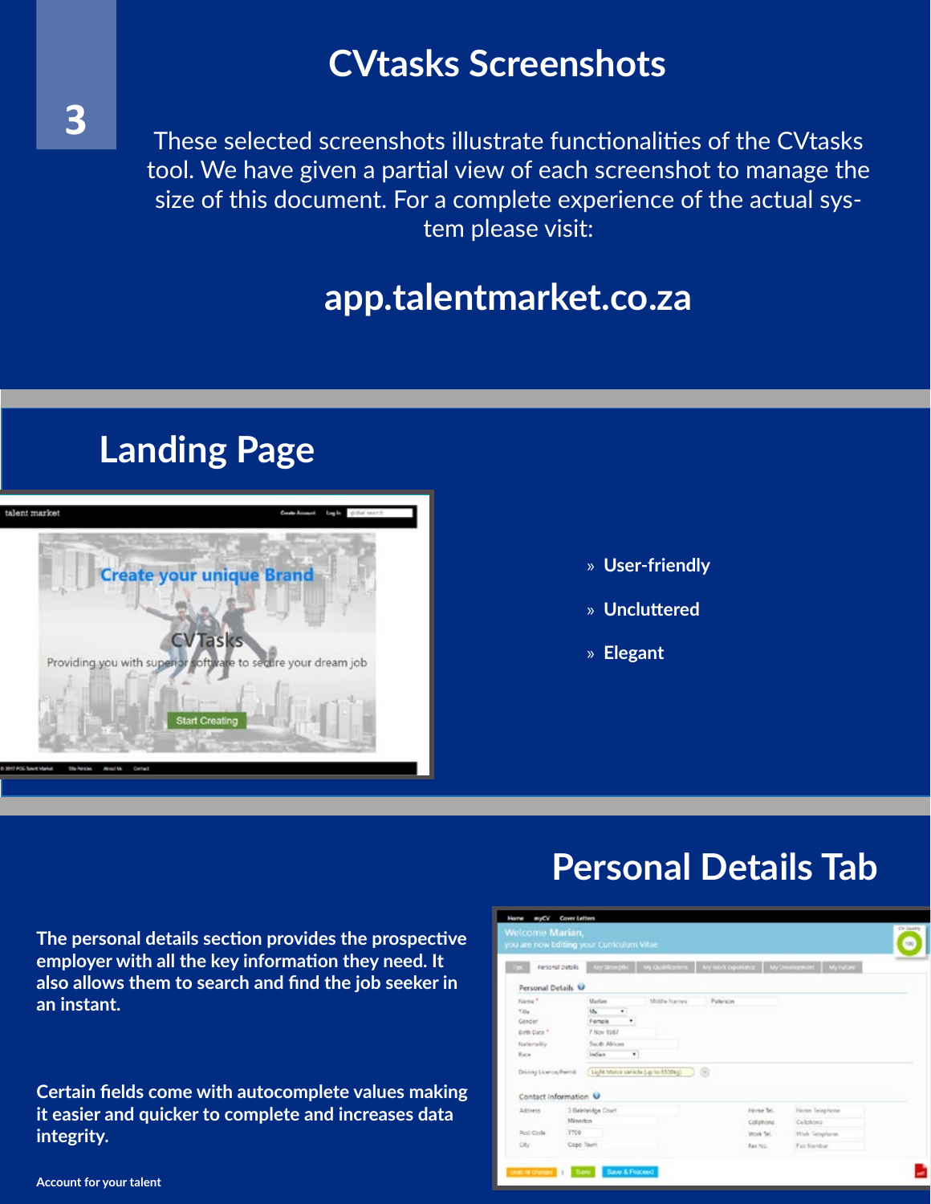# CVtasks Screenshots

These selected screenshots illustrate functionalities of the CVtasks tool. We have given a partial view of each screenshot to manage the size of this document. For a complete experience of the actual system please visit:

## app.talentmarket.co.za

## Landing Page

- User-friendly
- Uncluttered
- Elegant

## Personal Details Tab

**The personal details section provides the prospective employer with all the key information they need. It also allows them to search and find the job seeker in an instant.**

**Certain fields come with autocomplete values making it easier and quicker to complete and increases data integrity.**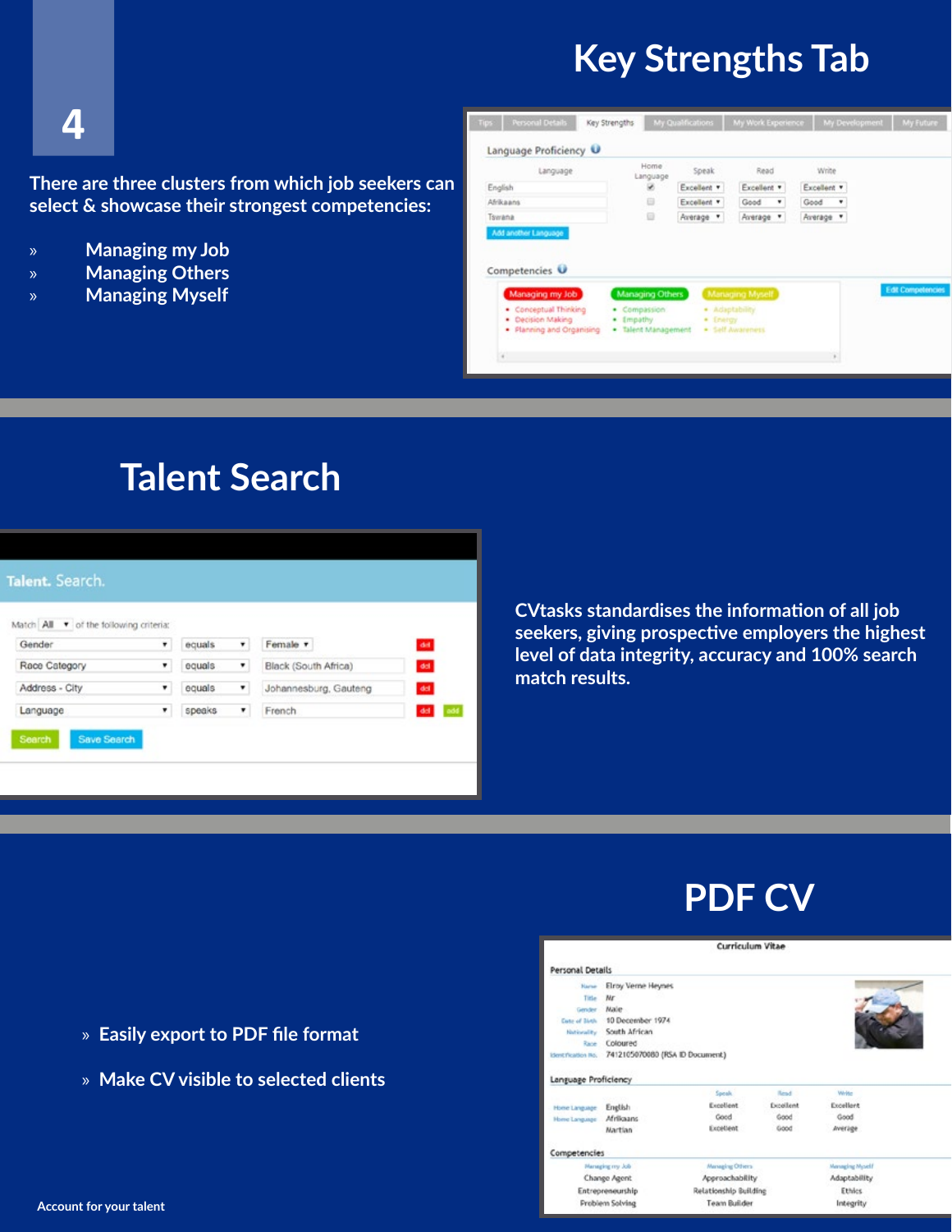4

# Key Strengths Tab

There are three clusters from which job seekers can select & showcase their strongest competencies:

- Managing my Job
- Managing Others
- Managing Myself

# Talent Search

CVtasks standardises the information of all job seekers, giving prospective employers the highest level of data integrity, accuracy and 100% search match results.

# PDF CV

- Easily export to PDF file format
- Make CV visible to selected clients

Account for your talent